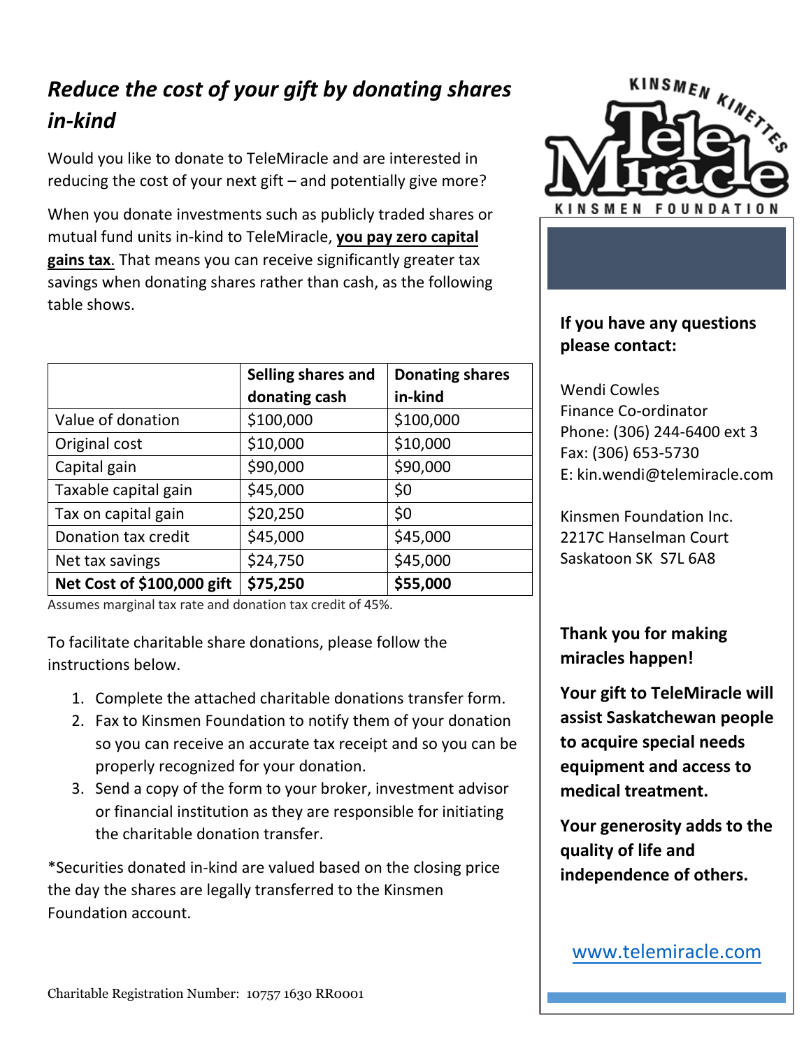# *Reduce the cost of your gift by donating shares in-kind*

Would you like to donate to TeleMiracle and are interested in reducing the cost of your next gift – and potentially give more?

When you donate investments such as publicly traded shares or mutual fund units in-kind to TeleMiracle, **you pay zero capital gains tax**. That means you can receive significantly greater tax savings when donating shares rather than cash, as the following table shows.

| | **Selling shares and donating cash** | **Donating shares in-kind** |
|---|---|---|
| Value of donation | $100,000 | $100,000 |
| Original cost | $10,000 | $10,000 |
| Capital gain | $90,000 | $90,000 |
| Taxable capital gain | $45,000 | $0 |
| Tax on capital gain | $20,250 | $0 |
| Donation tax credit | $45,000 | $45,000 |
| Net tax savings | $24,750 | $45,000 |
| **Net Cost of $100,000 gift** | **$75,250** | **$55,000** |

Assumes marginal tax rate and donation tax credit of 45%.

To facilitate charitable share donations, please follow the instructions below.

1. Complete the attached charitable donations transfer form.
2. Fax to Kinsmen Foundation to notify them of your donation so you can receive an accurate tax receipt and so you can be properly recognized for your donation.
3. Send a copy of the form to your broker, investment advisor or financial institution as they are responsible for initiating the charitable donation transfer.

*Securities donated in-kind are valued based on the closing price the day the shares are legally transferred to the Kinsmen Foundation account.

Charitable Registration Number: 10757 1630 RR0001

**If you have any questions please contact:**

Wendi Cowles
Finance Co-ordinator
Phone: (306) 244-6400 ext 3
Fax: (306) 653-5730
E: kin.wendi@telemiracle.com

Kinsmen Foundation Inc.
2217C Hanselman Court
Saskatoon SK S7L 6A8

**Thank you for making miracles happen!**

**Your gift to TeleMiracle will assist Saskatchewan people to acquire special needs equipment and access to medical treatment.**

**Your generosity adds to the quality of life and independence of others.**

www.telemiracle.com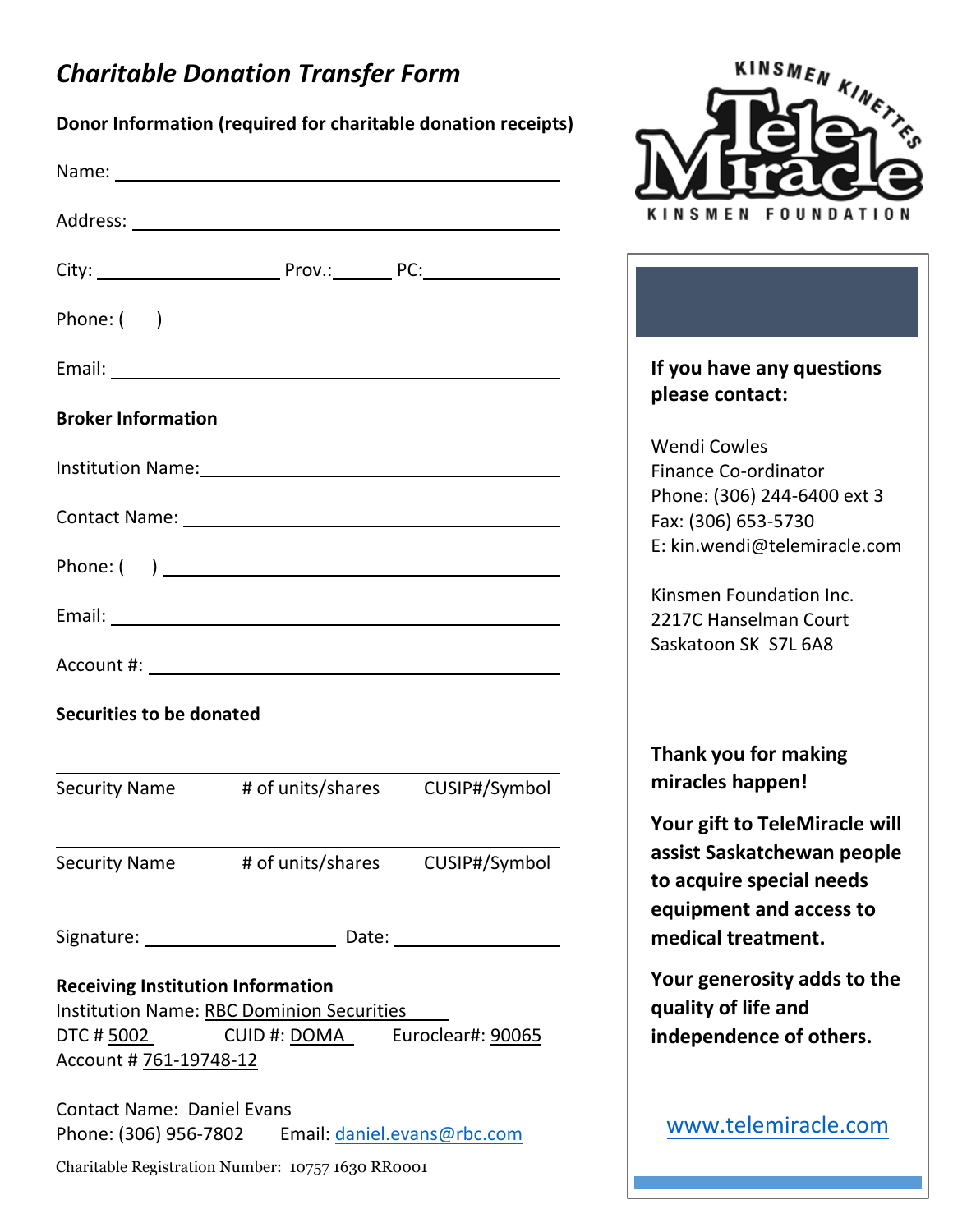# *Charitable Donation Transfer Form*

**Donor Information (required for charitable donation receipts)**

Name: ______________________________________

Address: ______________________________________

City: ____________________ Prov.:______ PC:______________

Phone: (     ) ____________

Email: ______________________________________

**Broker Information**

Institution Name: ______________________________________

Contact Name: ______________________________________

Phone: (     ) ______________________________________

Email: ______________________________________

Account #: ______________________________________

**Securities to be donated**

| Security Name | # of units/shares | CUSIP#/Symbol |
|---|---|---|
| | | |

| Security Name | # of units/shares | CUSIP#/Symbol |
|---|---|---|
| | | |

Signature: ____________________ Date: ________________

**Receiving Institution Information**
Institution Name: RBC Dominion Securities
DTC # 5002 CUID #: DOMA Euroclear#: 90065
Account # 761-19748-12

Contact Name: Daniel Evans
Phone: (306) 956-7802 Email: daniel.evans@rbc.com

Charitable Registration Number: 10757 1630 RR0001

KINSMEN KINETTES TeleMiracle KINSMEN FOUNDATION

**If you have any questions please contact:**

Wendi Cowles
Finance Co-ordinator
Phone: (306) 244-6400 ext 3
Fax: (306) 653-5730
E: kin.wendi@telemiracle.com

Kinsmen Foundation Inc.
2217C Hanselman Court
Saskatoon SK S7L 6A8

**Thank you for making miracles happen!**

**Your gift to TeleMiracle will assist Saskatchewan people to acquire special needs equipment and access to medical treatment.**

**Your generosity adds to the quality of life and independence of others.**

www.telemiracle.com